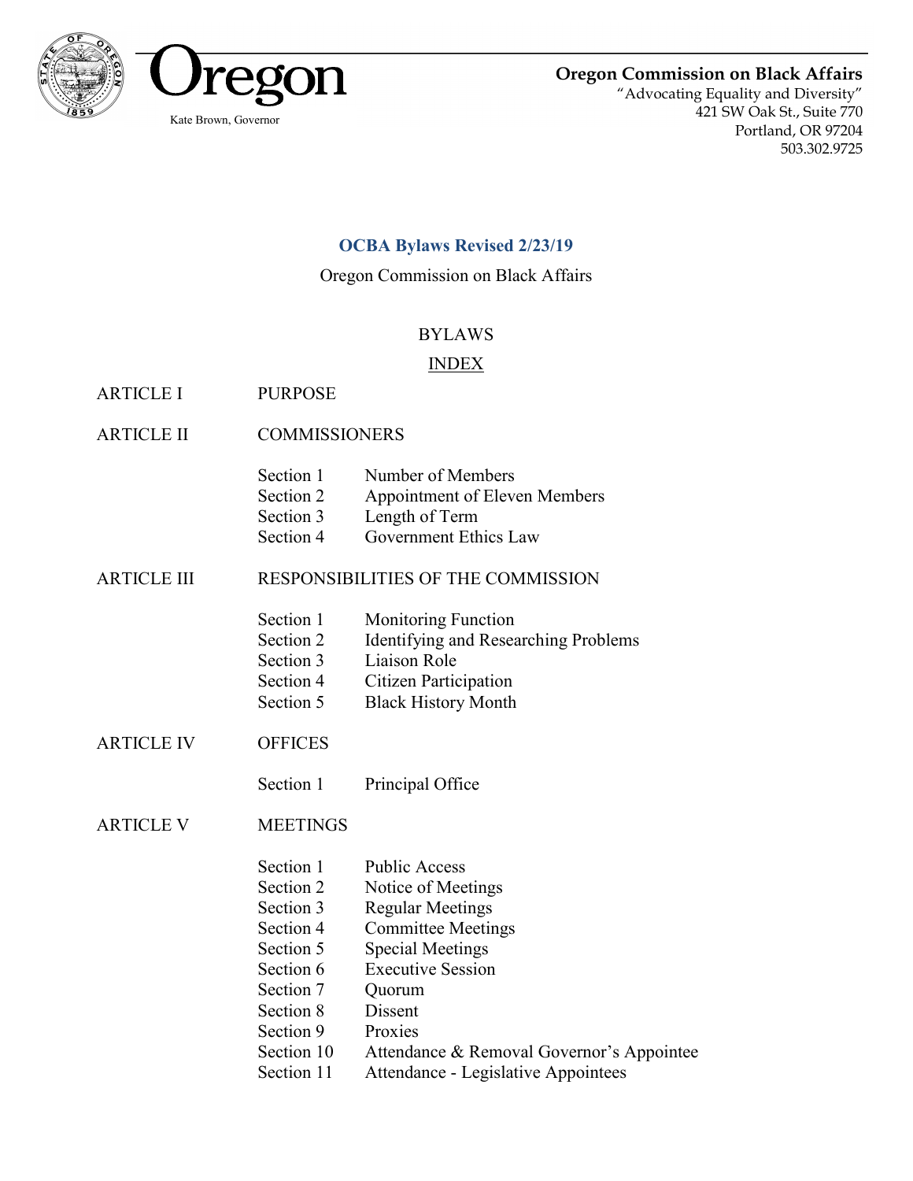Oregon

Kate Brown, Governor

**Oregon Commission on Black Affairs**
"Advocating Equality and Diversity"
421 SW Oak St., Suite 770
Portland, OR 97204
503.302.9725

## OCBA Bylaws Revised 2/23/19

Oregon Commission on Black Affairs

BYLAWS

<u>INDEX</u>

ARTICLE I — PURPOSE

ARTICLE II — COMMISSIONERS

- Section 1 — Number of Members
- Section 2 — Appointment of Eleven Members
- Section 3 — Length of Term
- Section 4 — Government Ethics Law

ARTICLE III — RESPONSIBILITIES OF THE COMMISSION

- Section 1 — Monitoring Function
- Section 2 — Identifying and Researching Problems
- Section 3 — Liaison Role
- Section 4 — Citizen Participation
- Section 5 — Black History Month

ARTICLE IV — OFFICES

- Section 1 — Principal Office

ARTICLE V — MEETINGS

- Section 1 — Public Access
- Section 2 — Notice of Meetings
- Section 3 — Regular Meetings
- Section 4 — Committee Meetings
- Section 5 — Special Meetings
- Section 6 — Executive Session
- Section 7 — Quorum
- Section 8 — Dissent
- Section 9 — Proxies
- Section 10 — Attendance & Removal Governor's Appointee
- Section 11 — Attendance - Legislative Appointees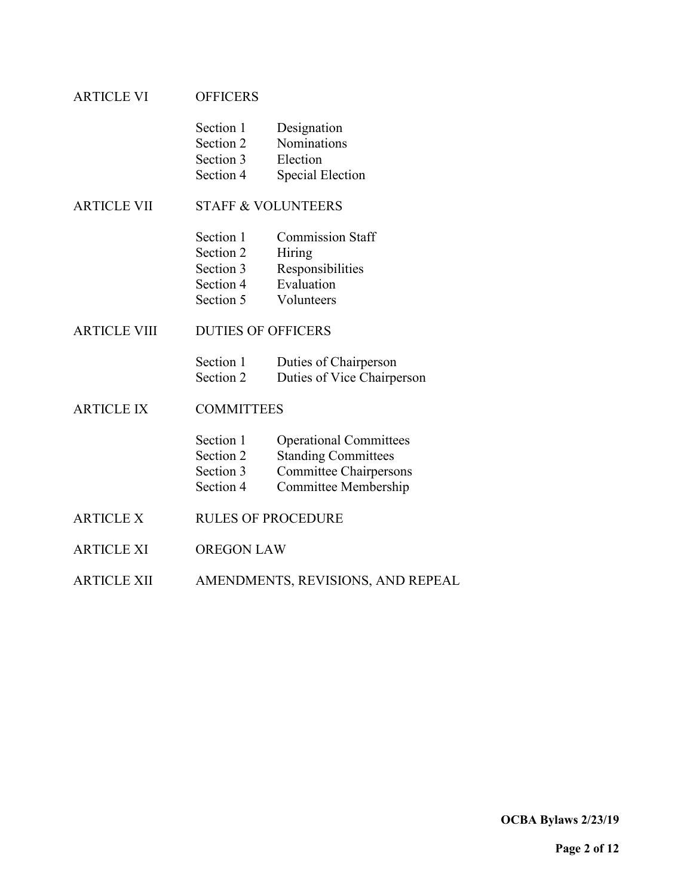ARTICLE VI OFFICERS

- Section 1 Designation
- Section 2 Nominations
- Section 3 Election
- Section 4 Special Election

ARTICLE VII STAFF & VOLUNTEERS

- Section 1 Commission Staff
- Section 2 Hiring
- Section 3 Responsibilities
- Section 4 Evaluation
- Section 5 Volunteers

ARTICLE VIII DUTIES OF OFFICERS

- Section 1 Duties of Chairperson
- Section 2 Duties of Vice Chairperson

ARTICLE IX COMMITTEES

- Section 1 Operational Committees
- Section 2 Standing Committees
- Section 3 Committee Chairpersons
- Section 4 Committee Membership

ARTICLE X RULES OF PROCEDURE

ARTICLE XI OREGON LAW

ARTICLE XII AMENDMENTS, REVISIONS, AND REPEAL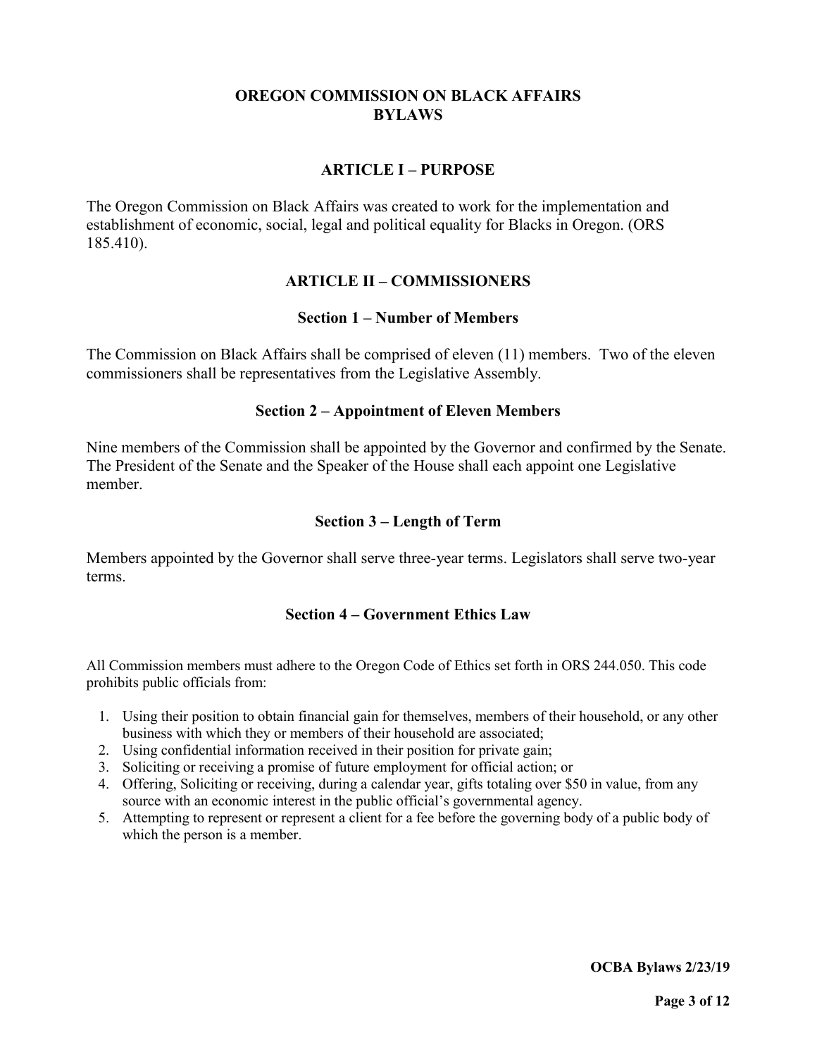# OREGON COMMISSION ON BLACK AFFAIRS
# BYLAWS

## ARTICLE I – PURPOSE

The Oregon Commission on Black Affairs was created to work for the implementation and establishment of economic, social, legal and political equality for Blacks in Oregon. (ORS 185.410).

## ARTICLE II – COMMISSIONERS

### Section 1 – Number of Members

The Commission on Black Affairs shall be comprised of eleven (11) members. Two of the eleven commissioners shall be representatives from the Legislative Assembly.

### Section 2 – Appointment of Eleven Members

Nine members of the Commission shall be appointed by the Governor and confirmed by the Senate. The President of the Senate and the Speaker of the House shall each appoint one Legislative member.

### Section 3 – Length of Term

Members appointed by the Governor shall serve three-year terms. Legislators shall serve two-year terms.

### Section 4 – Government Ethics Law

All Commission members must adhere to the Oregon Code of Ethics set forth in ORS 244.050. This code prohibits public officials from:

1. Using their position to obtain financial gain for themselves, members of their household, or any other business with which they or members of their household are associated;
2. Using confidential information received in their position for private gain;
3. Soliciting or receiving a promise of future employment for official action; or
4. Offering, Soliciting or receiving, during a calendar year, gifts totaling over $50 in value, from any source with an economic interest in the public official's governmental agency.
5. Attempting to represent or represent a client for a fee before the governing body of a public body of which the person is a member.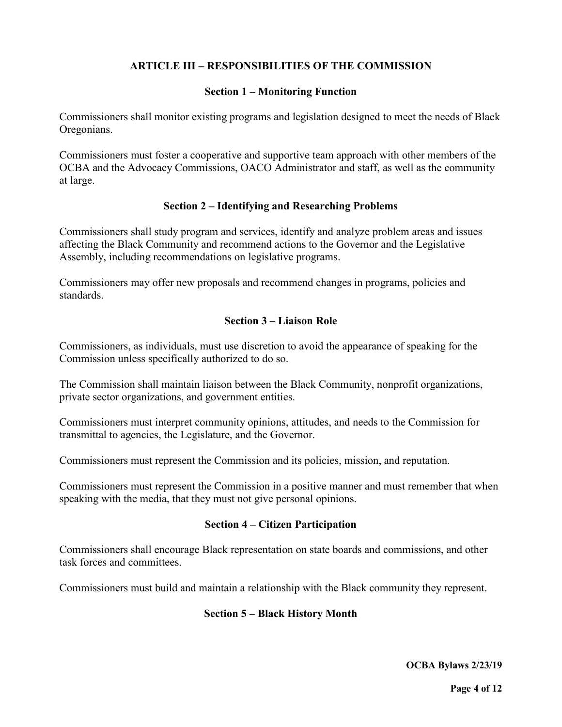## ARTICLE III – RESPONSIBILITIES OF THE COMMISSION

### Section 1 – Monitoring Function

Commissioners shall monitor existing programs and legislation designed to meet the needs of Black Oregonians.

Commissioners must foster a cooperative and supportive team approach with other members of the OCBA and the Advocacy Commissions, OACO Administrator and staff, as well as the community at large.

### Section 2 – Identifying and Researching Problems

Commissioners shall study program and services, identify and analyze problem areas and issues affecting the Black Community and recommend actions to the Governor and the Legislative Assembly, including recommendations on legislative programs.

Commissioners may offer new proposals and recommend changes in programs, policies and standards.

### Section 3 – Liaison Role

Commissioners, as individuals, must use discretion to avoid the appearance of speaking for the Commission unless specifically authorized to do so.

The Commission shall maintain liaison between the Black Community, nonprofit organizations, private sector organizations, and government entities.

Commissioners must interpret community opinions, attitudes, and needs to the Commission for transmittal to agencies, the Legislature, and the Governor.

Commissioners must represent the Commission and its policies, mission, and reputation.

Commissioners must represent the Commission in a positive manner and must remember that when speaking with the media, that they must not give personal opinions.

### Section 4 – Citizen Participation

Commissioners shall encourage Black representation on state boards and commissions, and other task forces and committees.

Commissioners must build and maintain a relationship with the Black community they represent.

### Section 5 – Black History Month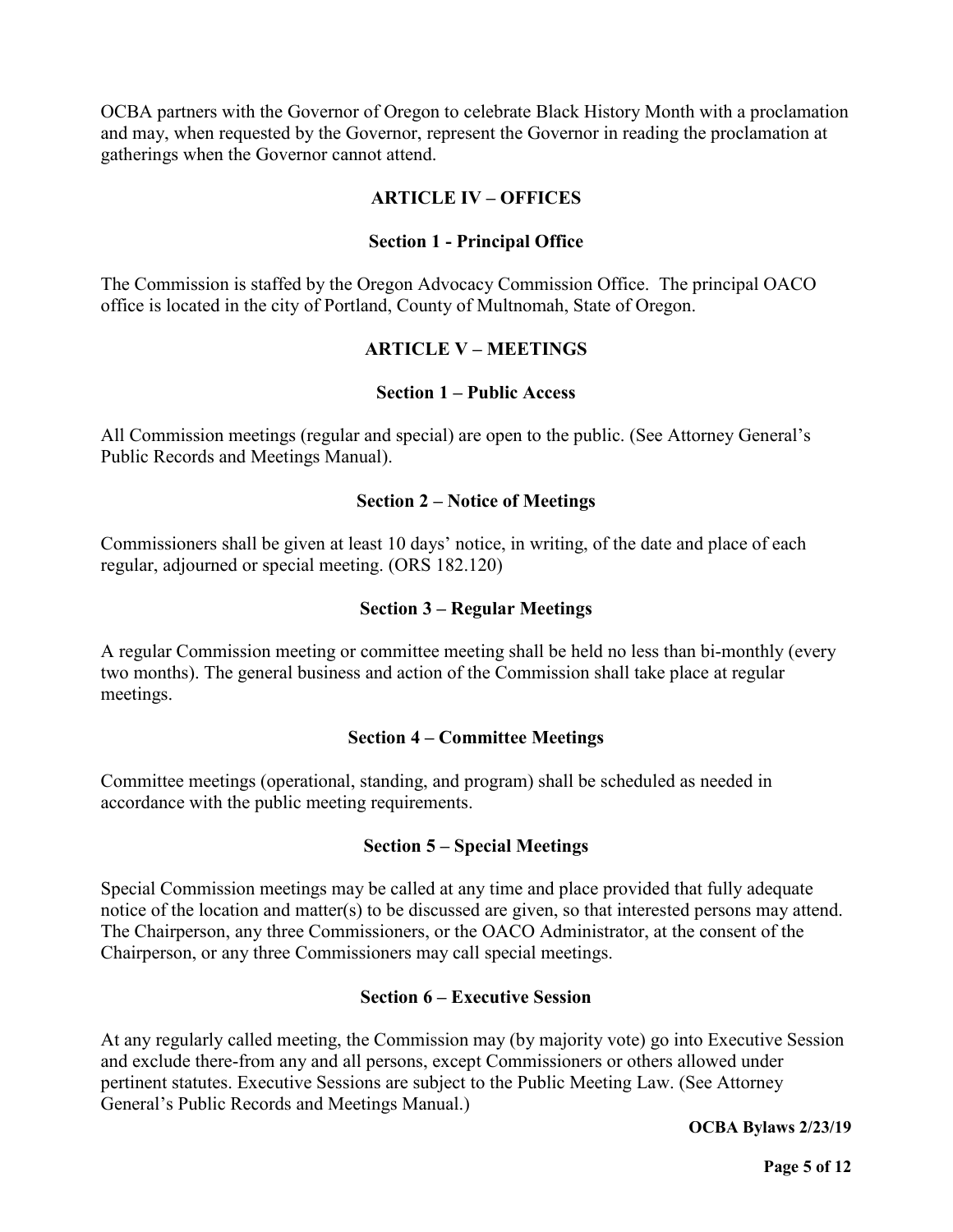OCBA partners with the Governor of Oregon to celebrate Black History Month with a proclamation and may, when requested by the Governor, represent the Governor in reading the proclamation at gatherings when the Governor cannot attend.

## ARTICLE IV – OFFICES

### Section 1 - Principal Office

The Commission is staffed by the Oregon Advocacy Commission Office. The principal OACO office is located in the city of Portland, County of Multnomah, State of Oregon.

## ARTICLE V – MEETINGS

### Section 1 – Public Access

All Commission meetings (regular and special) are open to the public. (See Attorney General's Public Records and Meetings Manual).

### Section 2 – Notice of Meetings

Commissioners shall be given at least 10 days' notice, in writing, of the date and place of each regular, adjourned or special meeting. (ORS 182.120)

### Section 3 – Regular Meetings

A regular Commission meeting or committee meeting shall be held no less than bi-monthly (every two months). The general business and action of the Commission shall take place at regular meetings.

### Section 4 – Committee Meetings

Committee meetings (operational, standing, and program) shall be scheduled as needed in accordance with the public meeting requirements.

### Section 5 – Special Meetings

Special Commission meetings may be called at any time and place provided that fully adequate notice of the location and matter(s) to be discussed are given, so that interested persons may attend. The Chairperson, any three Commissioners, or the OACO Administrator, at the consent of the Chairperson, or any three Commissioners may call special meetings.

### Section 6 – Executive Session

At any regularly called meeting, the Commission may (by majority vote) go into Executive Session and exclude there-from any and all persons, except Commissioners or others allowed under pertinent statutes. Executive Sessions are subject to the Public Meeting Law. (See Attorney General's Public Records and Meetings Manual.)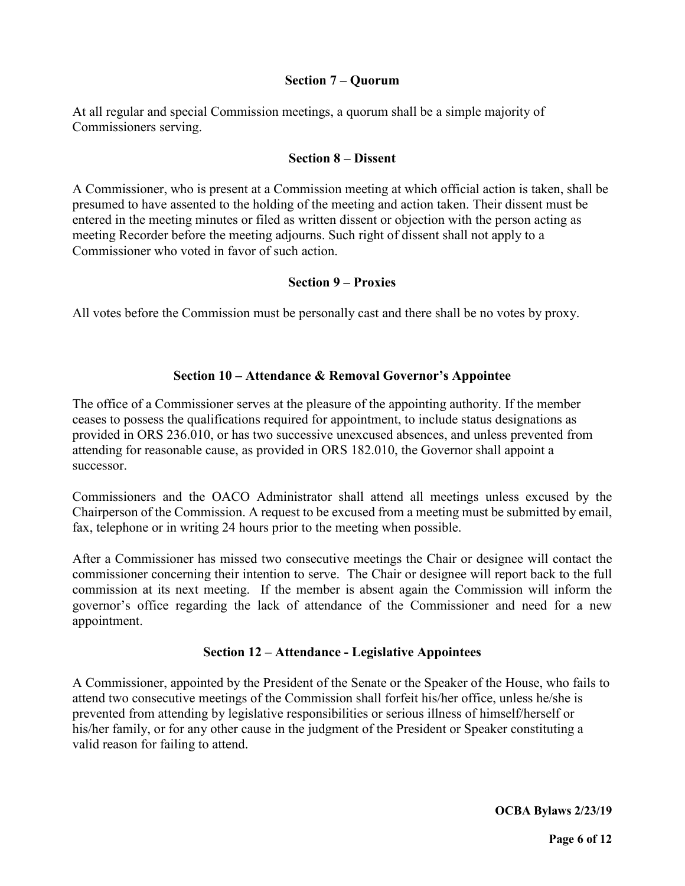### Section 7 – Quorum

At all regular and special Commission meetings, a quorum shall be a simple majority of Commissioners serving.

### Section 8 – Dissent

A Commissioner, who is present at a Commission meeting at which official action is taken, shall be presumed to have assented to the holding of the meeting and action taken. Their dissent must be entered in the meeting minutes or filed as written dissent or objection with the person acting as meeting Recorder before the meeting adjourns. Such right of dissent shall not apply to a Commissioner who voted in favor of such action.

### Section 9 – Proxies

All votes before the Commission must be personally cast and there shall be no votes by proxy.

### Section 10 – Attendance & Removal Governor's Appointee

The office of a Commissioner serves at the pleasure of the appointing authority. If the member ceases to possess the qualifications required for appointment, to include status designations as provided in ORS 236.010, or has two successive unexcused absences, and unless prevented from attending for reasonable cause, as provided in ORS 182.010, the Governor shall appoint a successor.

Commissioners and the OACO Administrator shall attend all meetings unless excused by the Chairperson of the Commission. A request to be excused from a meeting must be submitted by email, fax, telephone or in writing 24 hours prior to the meeting when possible.

After a Commissioner has missed two consecutive meetings the Chair or designee will contact the commissioner concerning their intention to serve. The Chair or designee will report back to the full commission at its next meeting. If the member is absent again the Commission will inform the governor's office regarding the lack of attendance of the Commissioner and need for a new appointment.

### Section 12 – Attendance - Legislative Appointees

A Commissioner, appointed by the President of the Senate or the Speaker of the House, who fails to attend two consecutive meetings of the Commission shall forfeit his/her office, unless he/she is prevented from attending by legislative responsibilities or serious illness of himself/herself or his/her family, or for any other cause in the judgment of the President or Speaker constituting a valid reason for failing to attend.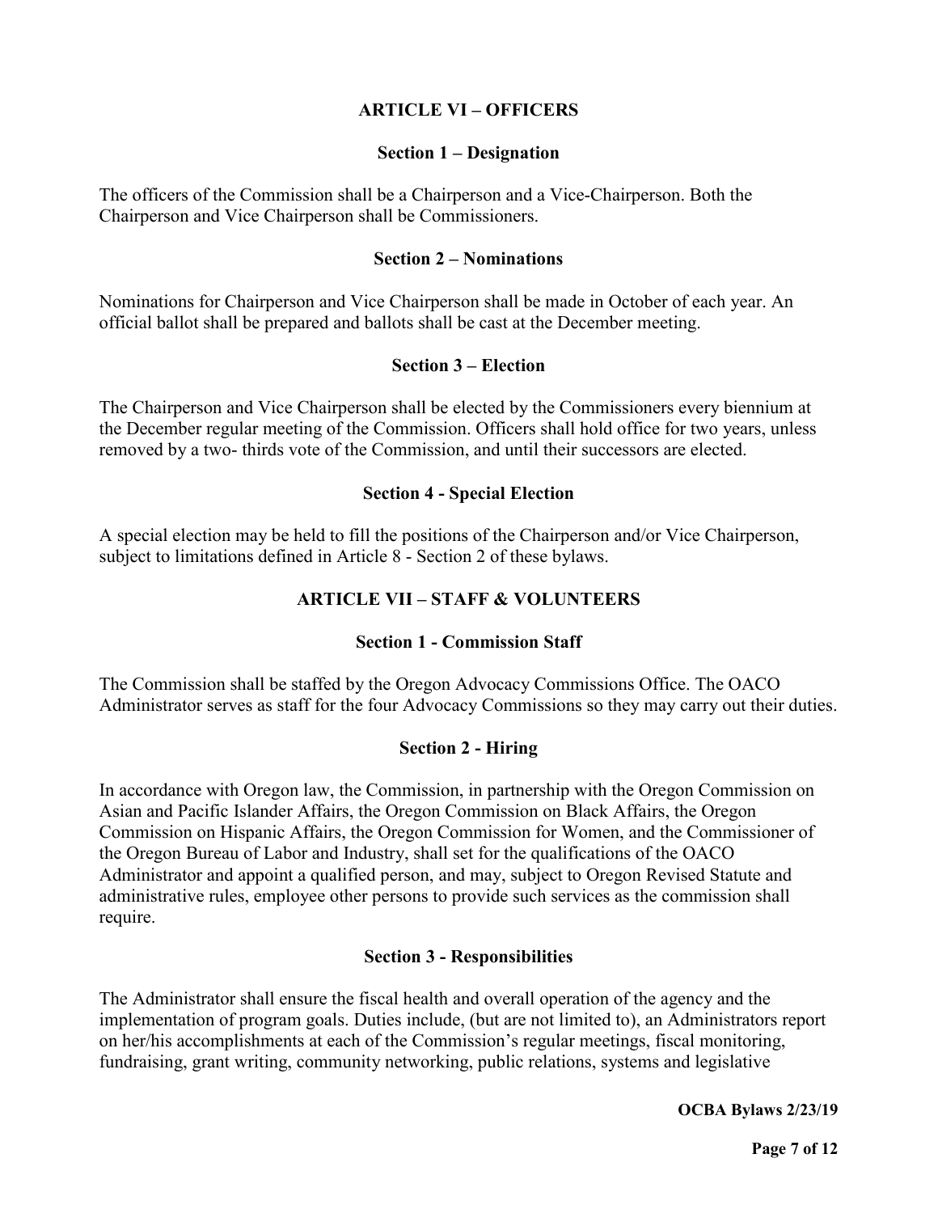## ARTICLE VI – OFFICERS

### Section 1 – Designation

The officers of the Commission shall be a Chairperson and a Vice-Chairperson. Both the Chairperson and Vice Chairperson shall be Commissioners.

### Section 2 – Nominations

Nominations for Chairperson and Vice Chairperson shall be made in October of each year. An official ballot shall be prepared and ballots shall be cast at the December meeting.

### Section 3 – Election

The Chairperson and Vice Chairperson shall be elected by the Commissioners every biennium at the December regular meeting of the Commission. Officers shall hold office for two years, unless removed by a two- thirds vote of the Commission, and until their successors are elected.

### Section 4 - Special Election

A special election may be held to fill the positions of the Chairperson and/or Vice Chairperson, subject to limitations defined in Article 8 - Section 2 of these bylaws.

## ARTICLE VII – STAFF & VOLUNTEERS

### Section 1 - Commission Staff

The Commission shall be staffed by the Oregon Advocacy Commissions Office. The OACO Administrator serves as staff for the four Advocacy Commissions so they may carry out their duties.

### Section 2 - Hiring

In accordance with Oregon law, the Commission, in partnership with the Oregon Commission on Asian and Pacific Islander Affairs, the Oregon Commission on Black Affairs, the Oregon Commission on Hispanic Affairs, the Oregon Commission for Women, and the Commissioner of the Oregon Bureau of Labor and Industry, shall set for the qualifications of the OACO Administrator and appoint a qualified person, and may, subject to Oregon Revised Statute and administrative rules, employee other persons to provide such services as the commission shall require.

### Section 3 - Responsibilities

The Administrator shall ensure the fiscal health and overall operation of the agency and the implementation of program goals. Duties include, (but are not limited to), an Administrators report on her/his accomplishments at each of the Commission's regular meetings, fiscal monitoring, fundraising, grant writing, community networking, public relations, systems and legislative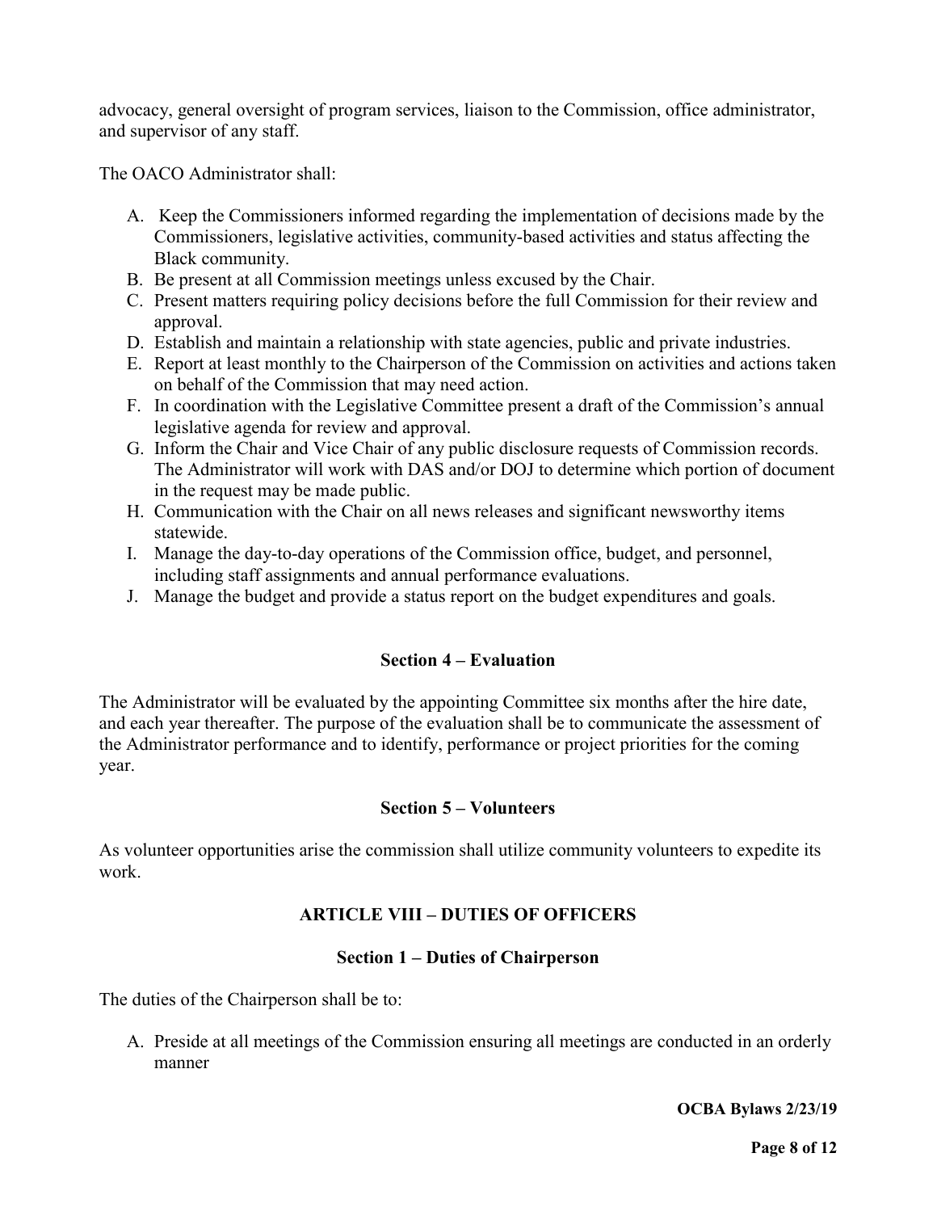advocacy, general oversight of program services, liaison to the Commission, office administrator, and supervisor of any staff.

The OACO Administrator shall:

A. Keep the Commissioners informed regarding the implementation of decisions made by the Commissioners, legislative activities, community-based activities and status affecting the Black community.
B. Be present at all Commission meetings unless excused by the Chair.
C. Present matters requiring policy decisions before the full Commission for their review and approval.
D. Establish and maintain a relationship with state agencies, public and private industries.
E. Report at least monthly to the Chairperson of the Commission on activities and actions taken on behalf of the Commission that may need action.
F. In coordination with the Legislative Committee present a draft of the Commission's annual legislative agenda for review and approval.
G. Inform the Chair and Vice Chair of any public disclosure requests of Commission records. The Administrator will work with DAS and/or DOJ to determine which portion of document in the request may be made public.
H. Communication with the Chair on all news releases and significant newsworthy items statewide.
I. Manage the day-to-day operations of the Commission office, budget, and personnel, including staff assignments and annual performance evaluations.
J. Manage the budget and provide a status report on the budget expenditures and goals.

### Section 4 – Evaluation

The Administrator will be evaluated by the appointing Committee six months after the hire date, and each year thereafter. The purpose of the evaluation shall be to communicate the assessment of the Administrator performance and to identify, performance or project priorities for the coming year.

### Section 5 – Volunteers

As volunteer opportunities arise the commission shall utilize community volunteers to expedite its work.

## ARTICLE VIII – DUTIES OF OFFICERS

### Section 1 – Duties of Chairperson

The duties of the Chairperson shall be to:

A. Preside at all meetings of the Commission ensuring all meetings are conducted in an orderly manner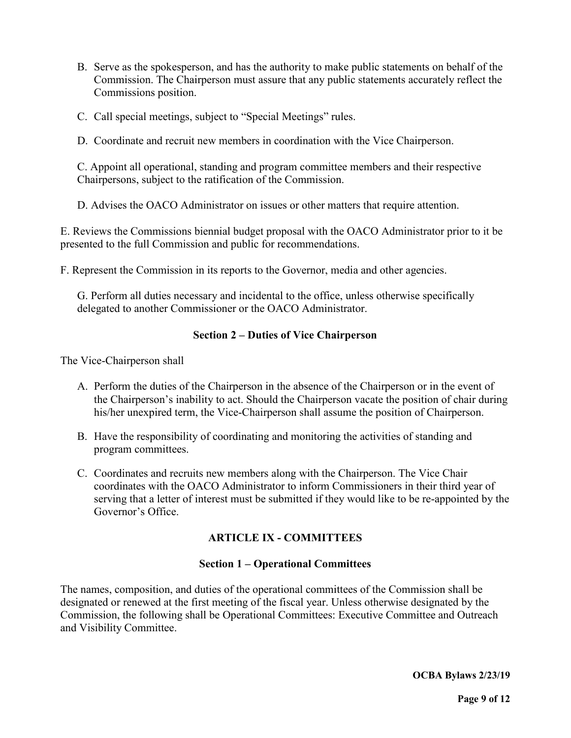B. Serve as the spokesperson, and has the authority to make public statements on behalf of the Commission. The Chairperson must assure that any public statements accurately reflect the Commissions position.

C. Call special meetings, subject to "Special Meetings" rules.

D. Coordinate and recruit new members in coordination with the Vice Chairperson.

C. Appoint all operational, standing and program committee members and their respective Chairpersons, subject to the ratification of the Commission.

D. Advises the OACO Administrator on issues or other matters that require attention.

E. Reviews the Commissions biennial budget proposal with the OACO Administrator prior to it be presented to the full Commission and public for recommendations.

F. Represent the Commission in its reports to the Governor, media and other agencies.

G. Perform all duties necessary and incidental to the office, unless otherwise specifically delegated to another Commissioner or the OACO Administrator.

### Section 2 – Duties of Vice Chairperson

The Vice-Chairperson shall

A. Perform the duties of the Chairperson in the absence of the Chairperson or in the event of the Chairperson's inability to act. Should the Chairperson vacate the position of chair during his/her unexpired term, the Vice-Chairperson shall assume the position of Chairperson.

B. Have the responsibility of coordinating and monitoring the activities of standing and program committees.

C. Coordinates and recruits new members along with the Chairperson. The Vice Chair coordinates with the OACO Administrator to inform Commissioners in their third year of serving that a letter of interest must be submitted if they would like to be re-appointed by the Governor's Office.

## ARTICLE IX - COMMITTEES

### Section 1 – Operational Committees

The names, composition, and duties of the operational committees of the Commission shall be designated or renewed at the first meeting of the fiscal year. Unless otherwise designated by the Commission, the following shall be Operational Committees: Executive Committee and Outreach and Visibility Committee.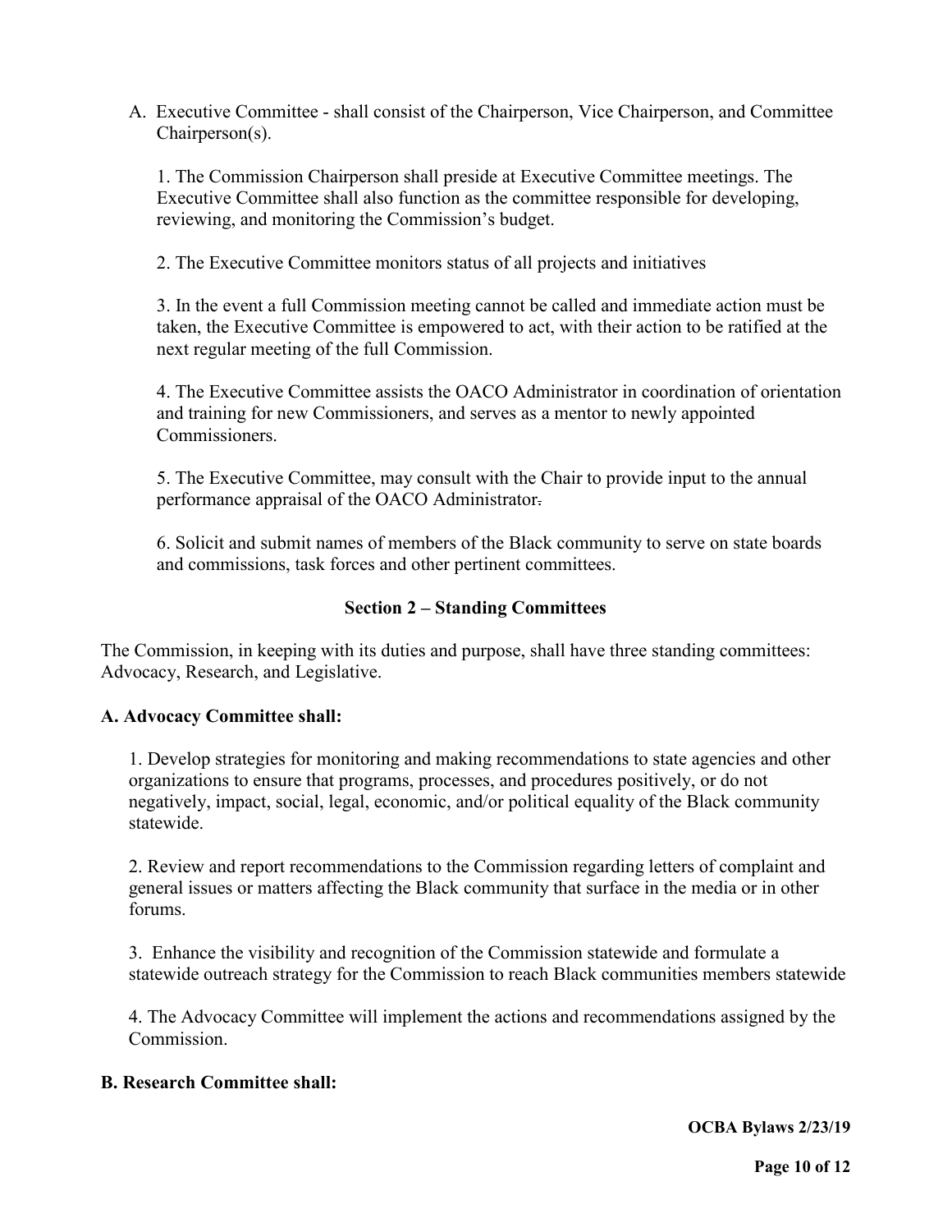A. Executive Committee - shall consist of the Chairperson, Vice Chairperson, and Committee Chairperson(s).

1. The Commission Chairperson shall preside at Executive Committee meetings. The Executive Committee shall also function as the committee responsible for developing, reviewing, and monitoring the Commission's budget.

2. The Executive Committee monitors status of all projects and initiatives

3. In the event a full Commission meeting cannot be called and immediate action must be taken, the Executive Committee is empowered to act, with their action to be ratified at the next regular meeting of the full Commission.

4. The Executive Committee assists the OACO Administrator in coordination of orientation and training for new Commissioners, and serves as a mentor to newly appointed Commissioners.

5. The Executive Committee, may consult with the Chair to provide input to the annual performance appraisal of the OACO Administrator.

6. Solicit and submit names of members of the Black community to serve on state boards and commissions, task forces and other pertinent committees.

### Section 2 – Standing Committees

The Commission, in keeping with its duties and purpose, shall have three standing committees: Advocacy, Research, and Legislative.

**A. Advocacy Committee shall:**

1. Develop strategies for monitoring and making recommendations to state agencies and other organizations to ensure that programs, processes, and procedures positively, or do not negatively, impact, social, legal, economic, and/or political equality of the Black community statewide.

2. Review and report recommendations to the Commission regarding letters of complaint and general issues or matters affecting the Black community that surface in the media or in other forums.

3. Enhance the visibility and recognition of the Commission statewide and formulate a statewide outreach strategy for the Commission to reach Black communities members statewide

4. The Advocacy Committee will implement the actions and recommendations assigned by the Commission.

**B. Research Committee shall:**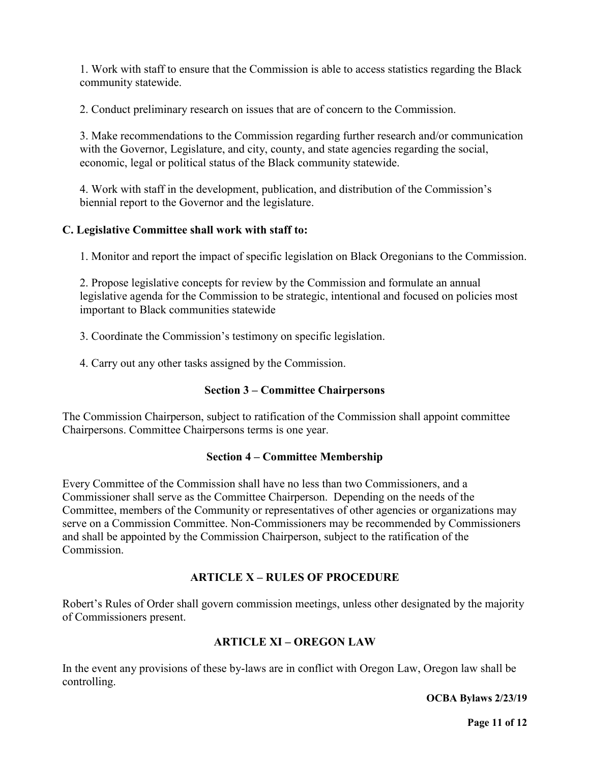1. Work with staff to ensure that the Commission is able to access statistics regarding the Black community statewide.

2. Conduct preliminary research on issues that are of concern to the Commission.

3. Make recommendations to the Commission regarding further research and/or communication with the Governor, Legislature, and city, county, and state agencies regarding the social, economic, legal or political status of the Black community statewide.

4. Work with staff in the development, publication, and distribution of the Commission's biennial report to the Governor and the legislature.

**C. Legislative Committee shall work with staff to:**

1. Monitor and report the impact of specific legislation on Black Oregonians to the Commission.

2. Propose legislative concepts for review by the Commission and formulate an annual legislative agenda for the Commission to be strategic, intentional and focused on policies most important to Black communities statewide

3. Coordinate the Commission's testimony on specific legislation.

4. Carry out any other tasks assigned by the Commission.

### Section 3 – Committee Chairpersons

The Commission Chairperson, subject to ratification of the Commission shall appoint committee Chairpersons. Committee Chairpersons terms is one year.

### Section 4 – Committee Membership

Every Committee of the Commission shall have no less than two Commissioners, and a Commissioner shall serve as the Committee Chairperson. Depending on the needs of the Committee, members of the Community or representatives of other agencies or organizations may serve on a Commission Committee. Non-Commissioners may be recommended by Commissioners and shall be appointed by the Commission Chairperson, subject to the ratification of the Commission.

## ARTICLE X – RULES OF PROCEDURE

Robert's Rules of Order shall govern commission meetings, unless other designated by the majority of Commissioners present.

## ARTICLE XI – OREGON LAW

In the event any provisions of these by-laws are in conflict with Oregon Law, Oregon law shall be controlling.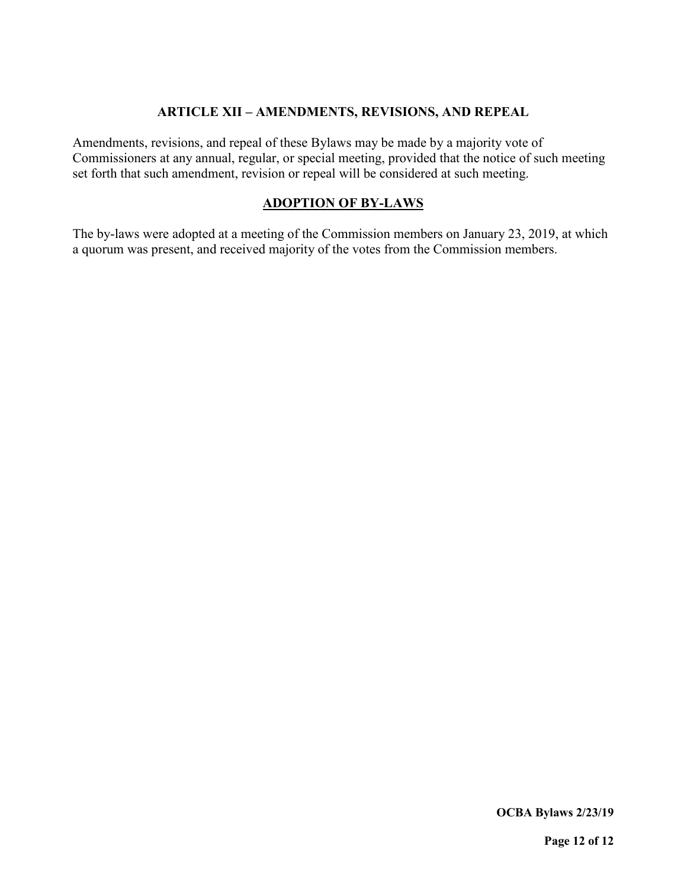## ARTICLE XII – AMENDMENTS, REVISIONS, AND REPEAL

Amendments, revisions, and repeal of these Bylaws may be made by a majority vote of Commissioners at any annual, regular, or special meeting, provided that the notice of such meeting set forth that such amendment, revision or repeal will be considered at such meeting.

## ADOPTION OF BY-LAWS

The by-laws were adopted at a meeting of the Commission members on January 23, 2019, at which a quorum was present, and received majority of the votes from the Commission members.